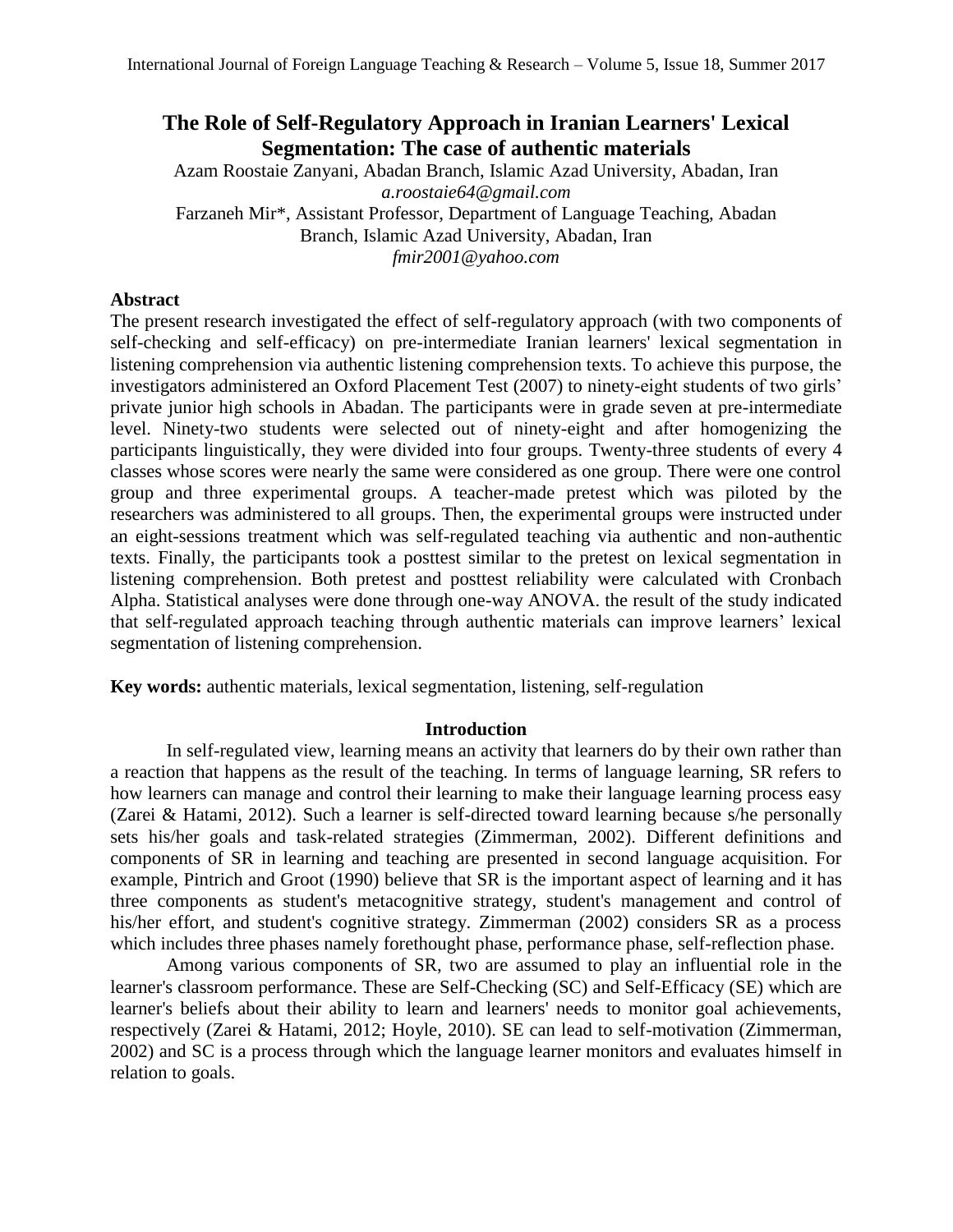# The Role of Self-Regulatory Approach in Iranian Learners' Lexical Segmentation: The case of authentic materials

Azam Roostaie Zanyani, Abadan Branch, Islamic Azad University, Abadan, Iran
*a.roostaie64@gmail.com*
Farzaneh Mir*, Assistant Professor, Department of Language Teaching, Abadan Branch, Islamic Azad University, Abadan, Iran
*fmir2001@yahoo.com*

## Abstract

The present research investigated the effect of self-regulatory approach (with two components of self-checking and self-efficacy) on pre-intermediate Iranian learners' lexical segmentation in listening comprehension via authentic listening comprehension texts. To achieve this purpose, the investigators administered an Oxford Placement Test (2007) to ninety-eight students of two girls' private junior high schools in Abadan. The participants were in grade seven at pre-intermediate level. Ninety-two students were selected out of ninety-eight and after homogenizing the participants linguistically, they were divided into four groups. Twenty-three students of every 4 classes whose scores were nearly the same were considered as one group. There were one control group and three experimental groups. A teacher-made pretest which was piloted by the researchers was administered to all groups. Then, the experimental groups were instructed under an eight-sessions treatment which was self-regulated teaching via authentic and non-authentic texts. Finally, the participants took a posttest similar to the pretest on lexical segmentation in listening comprehension. Both pretest and posttest reliability were calculated with Cronbach Alpha. Statistical analyses were done through one-way ANOVA. the result of the study indicated that self-regulated approach teaching through authentic materials can improve learners' lexical segmentation of listening comprehension.

**Key words:** authentic materials, lexical segmentation, listening, self-regulation

## Introduction

In self-regulated view, learning means an activity that learners do by their own rather than a reaction that happens as the result of the teaching. In terms of language learning, SR refers to how learners can manage and control their learning to make their language learning process easy (Zarei & Hatami, 2012). Such a learner is self-directed toward learning because s/he personally sets his/her goals and task-related strategies (Zimmerman, 2002). Different definitions and components of SR in learning and teaching are presented in second language acquisition. For example, Pintrich and Groot (1990) believe that SR is the important aspect of learning and it has three components as student's metacognitive strategy, student's management and control of his/her effort, and student's cognitive strategy. Zimmerman (2002) considers SR as a process which includes three phases namely forethought phase, performance phase, self-reflection phase.

Among various components of SR, two are assumed to play an influential role in the learner's classroom performance. These are Self-Checking (SC) and Self-Efficacy (SE) which are learner's beliefs about their ability to learn and learners' needs to monitor goal achievements, respectively (Zarei & Hatami, 2012; Hoyle, 2010). SE can lead to self-motivation (Zimmerman, 2002) and SC is a process through which the language learner monitors and evaluates himself in relation to goals.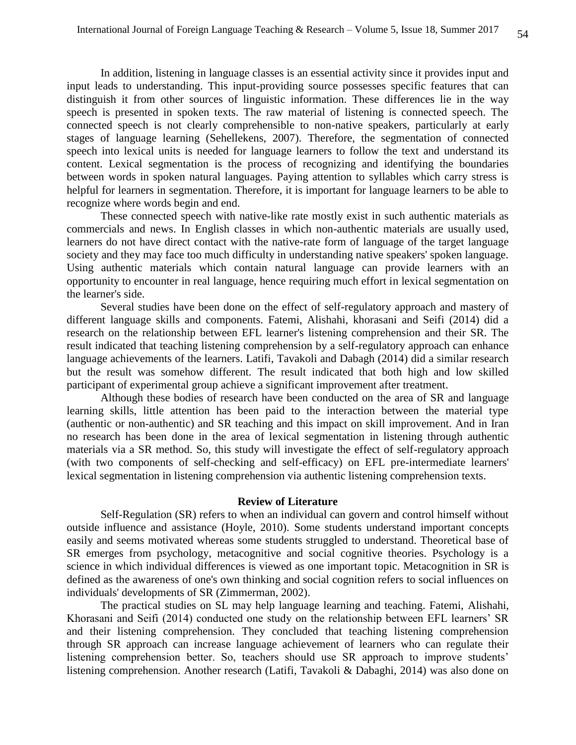In addition, listening in language classes is an essential activity since it provides input and input leads to understanding. This input-providing source possesses specific features that can distinguish it from other sources of linguistic information. These differences lie in the way speech is presented in spoken texts. The raw material of listening is connected speech. The connected speech is not clearly comprehensible to non-native speakers, particularly at early stages of language learning (Sehellekens, 2007). Therefore, the segmentation of connected speech into lexical units is needed for language learners to follow the text and understand its content. Lexical segmentation is the process of recognizing and identifying the boundaries between words in spoken natural languages. Paying attention to syllables which carry stress is helpful for learners in segmentation. Therefore, it is important for language learners to be able to recognize where words begin and end.

These connected speech with native-like rate mostly exist in such authentic materials as commercials and news. In English classes in which non-authentic materials are usually used, learners do not have direct contact with the native-rate form of language of the target language society and they may face too much difficulty in understanding native speakers' spoken language. Using authentic materials which contain natural language can provide learners with an opportunity to encounter in real language, hence requiring much effort in lexical segmentation on the learner's side.

Several studies have been done on the effect of self-regulatory approach and mastery of different language skills and components. Fatemi, Alishahi, khorasani and Seifi (2014) did a research on the relationship between EFL learner's listening comprehension and their SR. The result indicated that teaching listening comprehension by a self-regulatory approach can enhance language achievements of the learners. Latifi, Tavakoli and Dabagh (2014) did a similar research but the result was somehow different. The result indicated that both high and low skilled participant of experimental group achieve a significant improvement after treatment.

Although these bodies of research have been conducted on the area of SR and language learning skills, little attention has been paid to the interaction between the material type (authentic or non-authentic) and SR teaching and this impact on skill improvement. And in Iran no research has been done in the area of lexical segmentation in listening through authentic materials via a SR method. So, this study will investigate the effect of self-regulatory approach (with two components of self-checking and self-efficacy) on EFL pre-intermediate learners' lexical segmentation in listening comprehension via authentic listening comprehension texts.

## Review of Literature

Self-Regulation (SR) refers to when an individual can govern and control himself without outside influence and assistance (Hoyle, 2010). Some students understand important concepts easily and seems motivated whereas some students struggled to understand. Theoretical base of SR emerges from psychology, metacognitive and social cognitive theories. Psychology is a science in which individual differences is viewed as one important topic. Metacognition in SR is defined as the awareness of one's own thinking and social cognition refers to social influences on individuals' developments of SR (Zimmerman, 2002).

The practical studies on SL may help language learning and teaching. Fatemi, Alishahi, Khorasani and Seifi (2014) conducted one study on the relationship between EFL learners' SR and their listening comprehension. They concluded that teaching listening comprehension through SR approach can increase language achievement of learners who can regulate their listening comprehension better. So, teachers should use SR approach to improve students' listening comprehension. Another research (Latifi, Tavakoli & Dabaghi, 2014) was also done on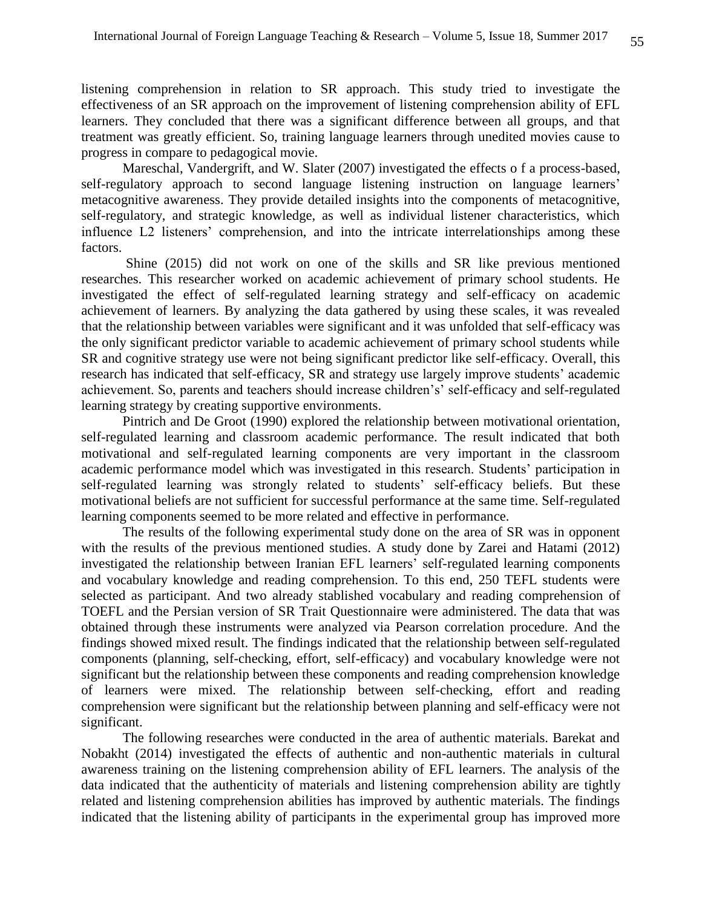listening comprehension in relation to SR approach. This study tried to investigate the effectiveness of an SR approach on the improvement of listening comprehension ability of EFL learners. They concluded that there was a significant difference between all groups, and that treatment was greatly efficient. So, training language learners through unedited movies cause to progress in compare to pedagogical movie.

Mareschal, Vandergrift, and W. Slater (2007) investigated the effects o f a process-based, self-regulatory approach to second language listening instruction on language learners' metacognitive awareness. They provide detailed insights into the components of metacognitive, self-regulatory, and strategic knowledge, as well as individual listener characteristics, which influence L2 listeners' comprehension, and into the intricate interrelationships among these factors.

Shine (2015) did not work on one of the skills and SR like previous mentioned researches. This researcher worked on academic achievement of primary school students. He investigated the effect of self-regulated learning strategy and self-efficacy on academic achievement of learners. By analyzing the data gathered by using these scales, it was revealed that the relationship between variables were significant and it was unfolded that self-efficacy was the only significant predictor variable to academic achievement of primary school students while SR and cognitive strategy use were not being significant predictor like self-efficacy. Overall, this research has indicated that self-efficacy, SR and strategy use largely improve students' academic achievement. So, parents and teachers should increase children's' self-efficacy and self-regulated learning strategy by creating supportive environments.

Pintrich and De Groot (1990) explored the relationship between motivational orientation, self-regulated learning and classroom academic performance. The result indicated that both motivational and self-regulated learning components are very important in the classroom academic performance model which was investigated in this research. Students' participation in self-regulated learning was strongly related to students' self-efficacy beliefs. But these motivational beliefs are not sufficient for successful performance at the same time. Self-regulated learning components seemed to be more related and effective in performance.

The results of the following experimental study done on the area of SR was in opponent with the results of the previous mentioned studies. A study done by Zarei and Hatami (2012) investigated the relationship between Iranian EFL learners' self-regulated learning components and vocabulary knowledge and reading comprehension. To this end, 250 TEFL students were selected as participant. And two already stablished vocabulary and reading comprehension of TOEFL and the Persian version of SR Trait Questionnaire were administered. The data that was obtained through these instruments were analyzed via Pearson correlation procedure. And the findings showed mixed result. The findings indicated that the relationship between self-regulated components (planning, self-checking, effort, self-efficacy) and vocabulary knowledge were not significant but the relationship between these components and reading comprehension knowledge of learners were mixed. The relationship between self-checking, effort and reading comprehension were significant but the relationship between planning and self-efficacy were not significant.

The following researches were conducted in the area of authentic materials. Barekat and Nobakht (2014) investigated the effects of authentic and non-authentic materials in cultural awareness training on the listening comprehension ability of EFL learners. The analysis of the data indicated that the authenticity of materials and listening comprehension ability are tightly related and listening comprehension abilities has improved by authentic materials. The findings indicated that the listening ability of participants in the experimental group has improved more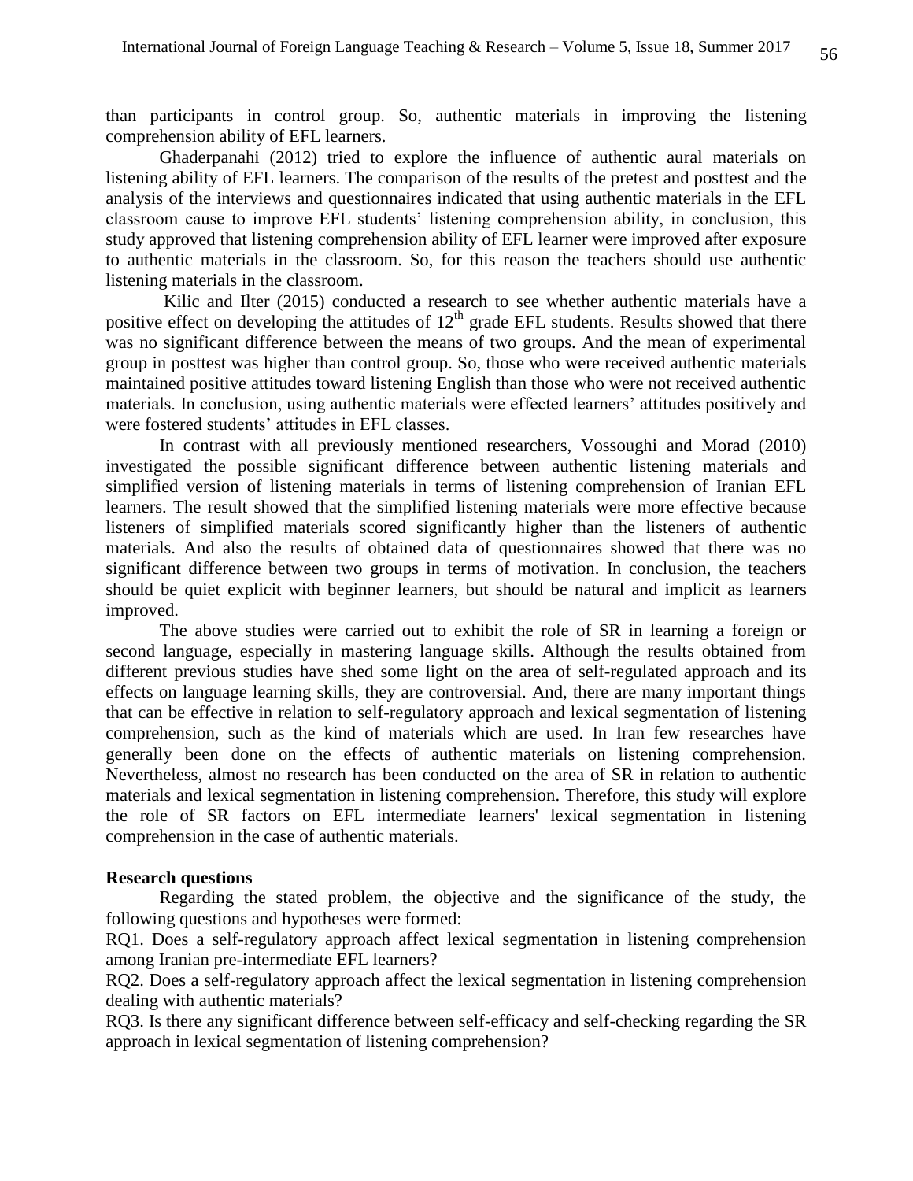than participants in control group. So, authentic materials in improving the listening comprehension ability of EFL learners.

Ghaderpanahi (2012) tried to explore the influence of authentic aural materials on listening ability of EFL learners. The comparison of the results of the pretest and posttest and the analysis of the interviews and questionnaires indicated that using authentic materials in the EFL classroom cause to improve EFL students' listening comprehension ability, in conclusion, this study approved that listening comprehension ability of EFL learner were improved after exposure to authentic materials in the classroom. So, for this reason the teachers should use authentic listening materials in the classroom.

Kilic and Ilter (2015) conducted a research to see whether authentic materials have a positive effect on developing the attitudes of 12th grade EFL students. Results showed that there was no significant difference between the means of two groups. And the mean of experimental group in posttest was higher than control group. So, those who were received authentic materials maintained positive attitudes toward listening English than those who were not received authentic materials. In conclusion, using authentic materials were effected learners' attitudes positively and were fostered students' attitudes in EFL classes.

In contrast with all previously mentioned researchers, Vossoughi and Morad (2010) investigated the possible significant difference between authentic listening materials and simplified version of listening materials in terms of listening comprehension of Iranian EFL learners. The result showed that the simplified listening materials were more effective because listeners of simplified materials scored significantly higher than the listeners of authentic materials. And also the results of obtained data of questionnaires showed that there was no significant difference between two groups in terms of motivation. In conclusion, the teachers should be quiet explicit with beginner learners, but should be natural and implicit as learners improved.

The above studies were carried out to exhibit the role of SR in learning a foreign or second language, especially in mastering language skills. Although the results obtained from different previous studies have shed some light on the area of self-regulated approach and its effects on language learning skills, they are controversial. And, there are many important things that can be effective in relation to self-regulatory approach and lexical segmentation of listening comprehension, such as the kind of materials which are used. In Iran few researches have generally been done on the effects of authentic materials on listening comprehension. Nevertheless, almost no research has been conducted on the area of SR in relation to authentic materials and lexical segmentation in listening comprehension. Therefore, this study will explore the role of SR factors on EFL intermediate learners' lexical segmentation in listening comprehension in the case of authentic materials.

**Research questions**

Regarding the stated problem, the objective and the significance of the study, the following questions and hypotheses were formed:

RQ1. Does a self-regulatory approach affect lexical segmentation in listening comprehension among Iranian pre-intermediate EFL learners?

RQ2. Does a self-regulatory approach affect the lexical segmentation in listening comprehension dealing with authentic materials?

RQ3. Is there any significant difference between self-efficacy and self-checking regarding the SR approach in lexical segmentation of listening comprehension?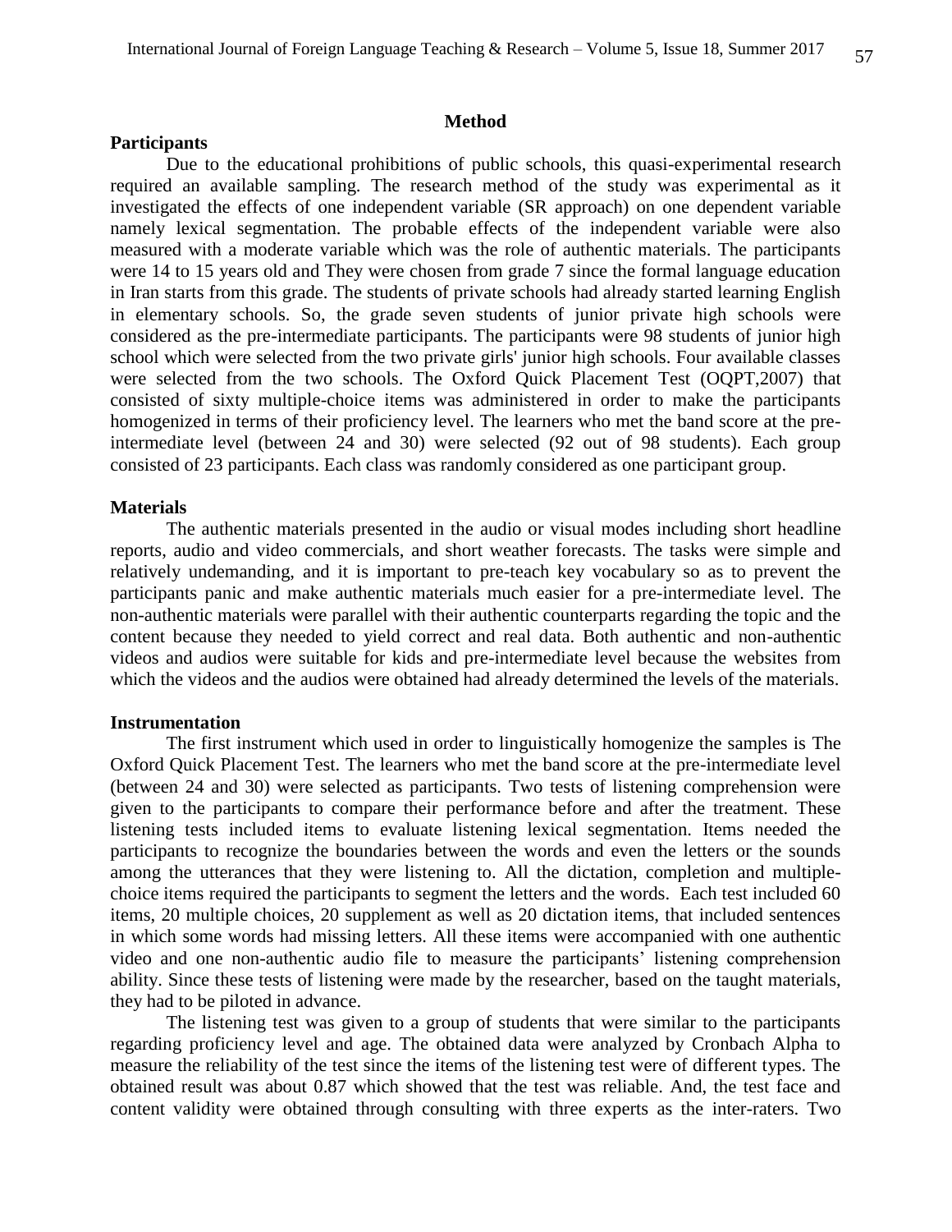## Method

### Participants

Due to the educational prohibitions of public schools, this quasi-experimental research required an available sampling. The research method of the study was experimental as it investigated the effects of one independent variable (SR approach) on one dependent variable namely lexical segmentation. The probable effects of the independent variable were also measured with a moderate variable which was the role of authentic materials. The participants were 14 to 15 years old and They were chosen from grade 7 since the formal language education in Iran starts from this grade. The students of private schools had already started learning English in elementary schools. So, the grade seven students of junior private high schools were considered as the pre-intermediate participants. The participants were 98 students of junior high school which were selected from the two private girls' junior high schools. Four available classes were selected from the two schools. The Oxford Quick Placement Test (OQPT,2007) that consisted of sixty multiple-choice items was administered in order to make the participants homogenized in terms of their proficiency level. The learners who met the band score at the pre-intermediate level (between 24 and 30) were selected (92 out of 98 students). Each group consisted of 23 participants. Each class was randomly considered as one participant group.

### Materials

The authentic materials presented in the audio or visual modes including short headline reports, audio and video commercials, and short weather forecasts. The tasks were simple and relatively undemanding, and it is important to pre-teach key vocabulary so as to prevent the participants panic and make authentic materials much easier for a pre-intermediate level. The non-authentic materials were parallel with their authentic counterparts regarding the topic and the content because they needed to yield correct and real data. Both authentic and non-authentic videos and audios were suitable for kids and pre-intermediate level because the websites from which the videos and the audios were obtained had already determined the levels of the materials.

### Instrumentation

The first instrument which used in order to linguistically homogenize the samples is The Oxford Quick Placement Test. The learners who met the band score at the pre-intermediate level (between 24 and 30) were selected as participants. Two tests of listening comprehension were given to the participants to compare their performance before and after the treatment. These listening tests included items to evaluate listening lexical segmentation. Items needed the participants to recognize the boundaries between the words and even the letters or the sounds among the utterances that they were listening to. All the dictation, completion and multiple-choice items required the participants to segment the letters and the words. Each test included 60 items, 20 multiple choices, 20 supplement as well as 20 dictation items, that included sentences in which some words had missing letters. All these items were accompanied with one authentic video and one non-authentic audio file to measure the participants' listening comprehension ability. Since these tests of listening were made by the researcher, based on the taught materials, they had to be piloted in advance.

The listening test was given to a group of students that were similar to the participants regarding proficiency level and age. The obtained data were analyzed by Cronbach Alpha to measure the reliability of the test since the items of the listening test were of different types. The obtained result was about 0.87 which showed that the test was reliable. And, the test face and content validity were obtained through consulting with three experts as the inter-raters. Two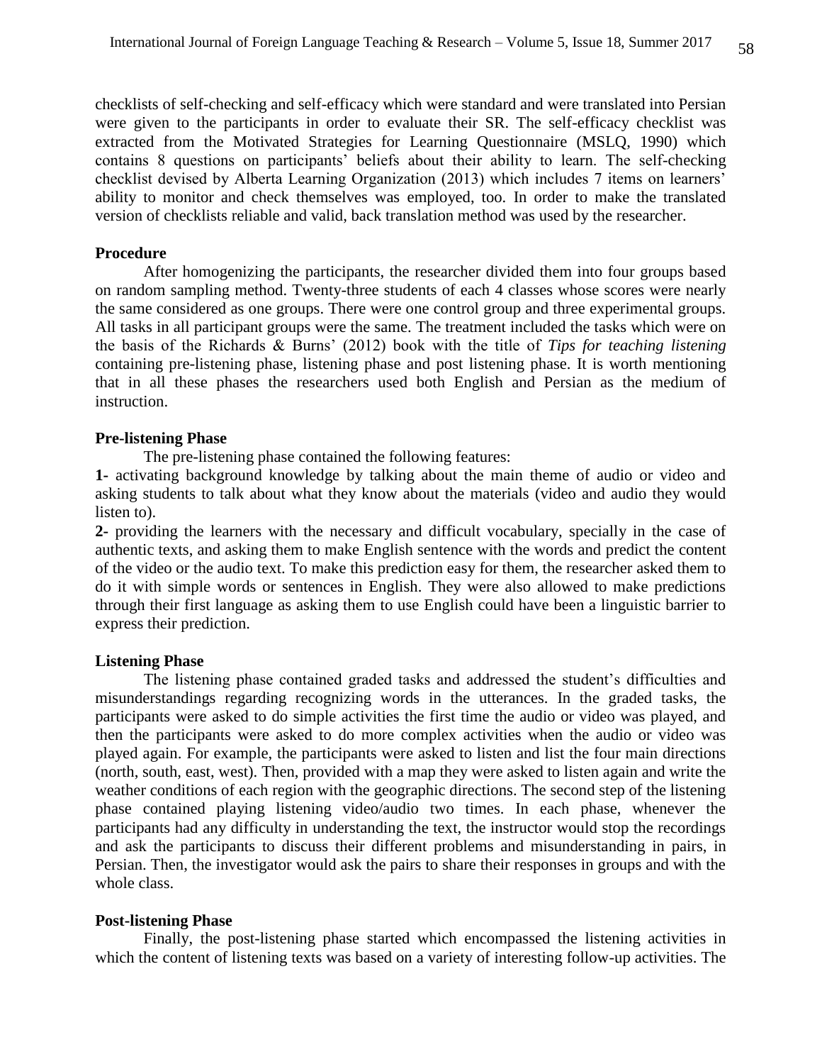checklists of self-checking and self-efficacy which were standard and were translated into Persian were given to the participants in order to evaluate their SR. The self-efficacy checklist was extracted from the Motivated Strategies for Learning Questionnaire (MSLQ, 1990) which contains 8 questions on participants' beliefs about their ability to learn. The self-checking checklist devised by Alberta Learning Organization (2013) which includes 7 items on learners' ability to monitor and check themselves was employed, too. In order to make the translated version of checklists reliable and valid, back translation method was used by the researcher.

### Procedure

After homogenizing the participants, the researcher divided them into four groups based on random sampling method. Twenty-three students of each 4 classes whose scores were nearly the same considered as one groups. There were one control group and three experimental groups. All tasks in all participant groups were the same. The treatment included the tasks which were on the basis of the Richards & Burns' (2012) book with the title of *Tips for teaching listening* containing pre-listening phase, listening phase and post listening phase. It is worth mentioning that in all these phases the researchers used both English and Persian as the medium of instruction.

### Pre-listening Phase

The pre-listening phase contained the following features:

**1-** activating background knowledge by talking about the main theme of audio or video and asking students to talk about what they know about the materials (video and audio they would listen to).

**2-** providing the learners with the necessary and difficult vocabulary, specially in the case of authentic texts, and asking them to make English sentence with the words and predict the content of the video or the audio text. To make this prediction easy for them, the researcher asked them to do it with simple words or sentences in English. They were also allowed to make predictions through their first language as asking them to use English could have been a linguistic barrier to express their prediction.

### Listening Phase

The listening phase contained graded tasks and addressed the student's difficulties and misunderstandings regarding recognizing words in the utterances. In the graded tasks, the participants were asked to do simple activities the first time the audio or video was played, and then the participants were asked to do more complex activities when the audio or video was played again. For example, the participants were asked to listen and list the four main directions (north, south, east, west). Then, provided with a map they were asked to listen again and write the weather conditions of each region with the geographic directions. The second step of the listening phase contained playing listening video/audio two times. In each phase, whenever the participants had any difficulty in understanding the text, the instructor would stop the recordings and ask the participants to discuss their different problems and misunderstanding in pairs, in Persian. Then, the investigator would ask the pairs to share their responses in groups and with the whole class.

### Post-listening Phase

Finally, the post-listening phase started which encompassed the listening activities in which the content of listening texts was based on a variety of interesting follow-up activities. The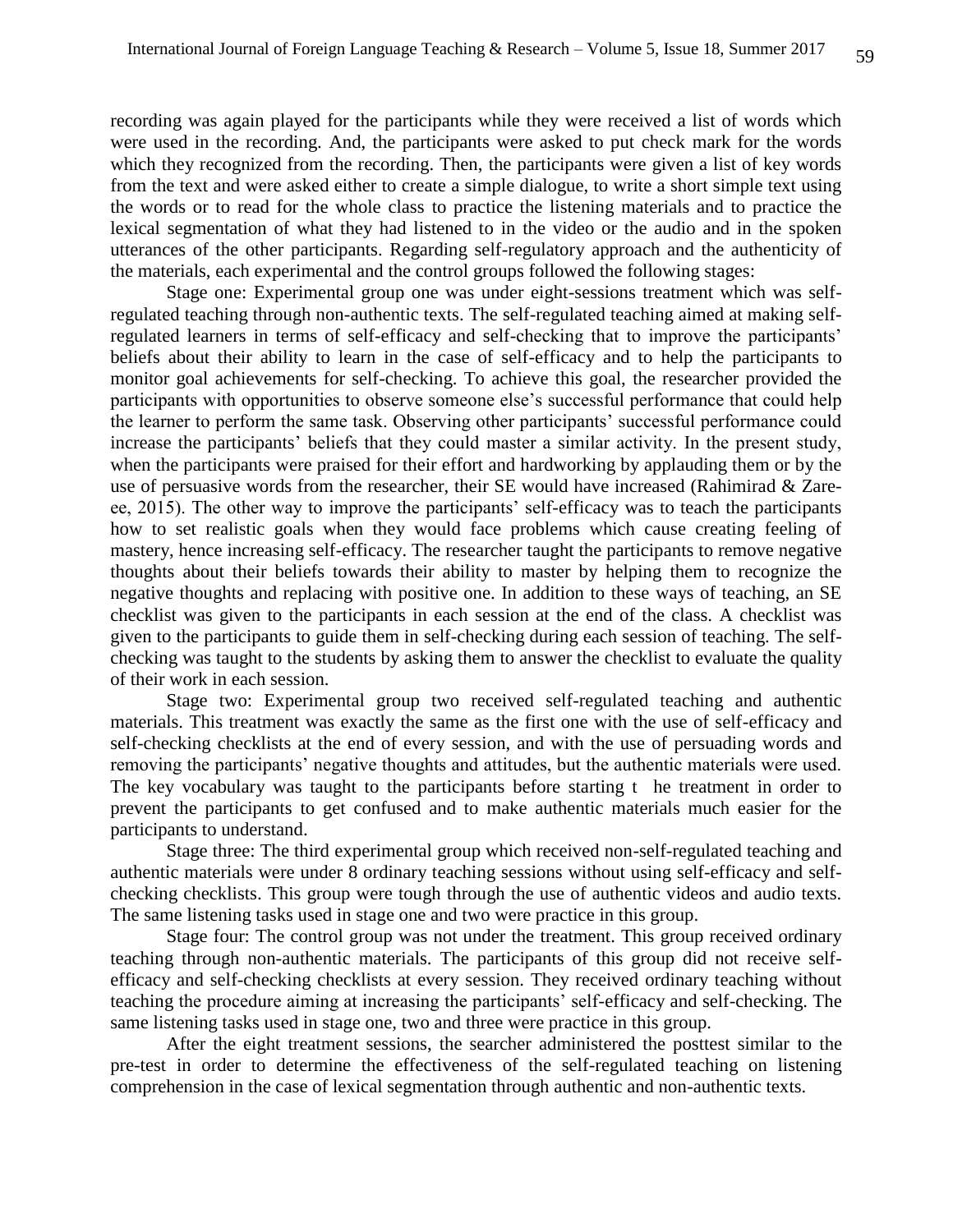recording was again played for the participants while they were received a list of words which were used in the recording. And, the participants were asked to put check mark for the words which they recognized from the recording. Then, the participants were given a list of key words from the text and were asked either to create a simple dialogue, to write a short simple text using the words or to read for the whole class to practice the listening materials and to practice the lexical segmentation of what they had listened to in the video or the audio and in the spoken utterances of the other participants. Regarding self-regulatory approach and the authenticity of the materials, each experimental and the control groups followed the following stages:

Stage one: Experimental group one was under eight-sessions treatment which was self-regulated teaching through non-authentic texts. The self-regulated teaching aimed at making self-regulated learners in terms of self-efficacy and self-checking that to improve the participants' beliefs about their ability to learn in the case of self-efficacy and to help the participants to monitor goal achievements for self-checking. To achieve this goal, the researcher provided the participants with opportunities to observe someone else's successful performance that could help the learner to perform the same task. Observing other participants' successful performance could increase the participants' beliefs that they could master a similar activity. In the present study, when the participants were praised for their effort and hardworking by applauding them or by the use of persuasive words from the researcher, their SE would have increased (Rahimirad & Zareee, 2015). The other way to improve the participants' self-efficacy was to teach the participants how to set realistic goals when they would face problems which cause creating feeling of mastery, hence increasing self-efficacy. The researcher taught the participants to remove negative thoughts about their beliefs towards their ability to master by helping them to recognize the negative thoughts and replacing with positive one. In addition to these ways of teaching, an SE checklist was given to the participants in each session at the end of the class. A checklist was given to the participants to guide them in self-checking during each session of teaching. The self-checking was taught to the students by asking them to answer the checklist to evaluate the quality of their work in each session.

Stage two: Experimental group two received self-regulated teaching and authentic materials. This treatment was exactly the same as the first one with the use of self-efficacy and self-checking checklists at the end of every session, and with the use of persuading words and removing the participants' negative thoughts and attitudes, but the authentic materials were used. The key vocabulary was taught to the participants before starting t he treatment in order to prevent the participants to get confused and to make authentic materials much easier for the participants to understand.

Stage three: The third experimental group which received non-self-regulated teaching and authentic materials were under 8 ordinary teaching sessions without using self-efficacy and self-checking checklists. This group were tough through the use of authentic videos and audio texts. The same listening tasks used in stage one and two were practice in this group.

Stage four: The control group was not under the treatment. This group received ordinary teaching through non-authentic materials. The participants of this group did not receive self-efficacy and self-checking checklists at every session. They received ordinary teaching without teaching the procedure aiming at increasing the participants' self-efficacy and self-checking. The same listening tasks used in stage one, two and three were practice in this group.

After the eight treatment sessions, the searcher administered the posttest similar to the pre-test in order to determine the effectiveness of the self-regulated teaching on listening comprehension in the case of lexical segmentation through authentic and non-authentic texts.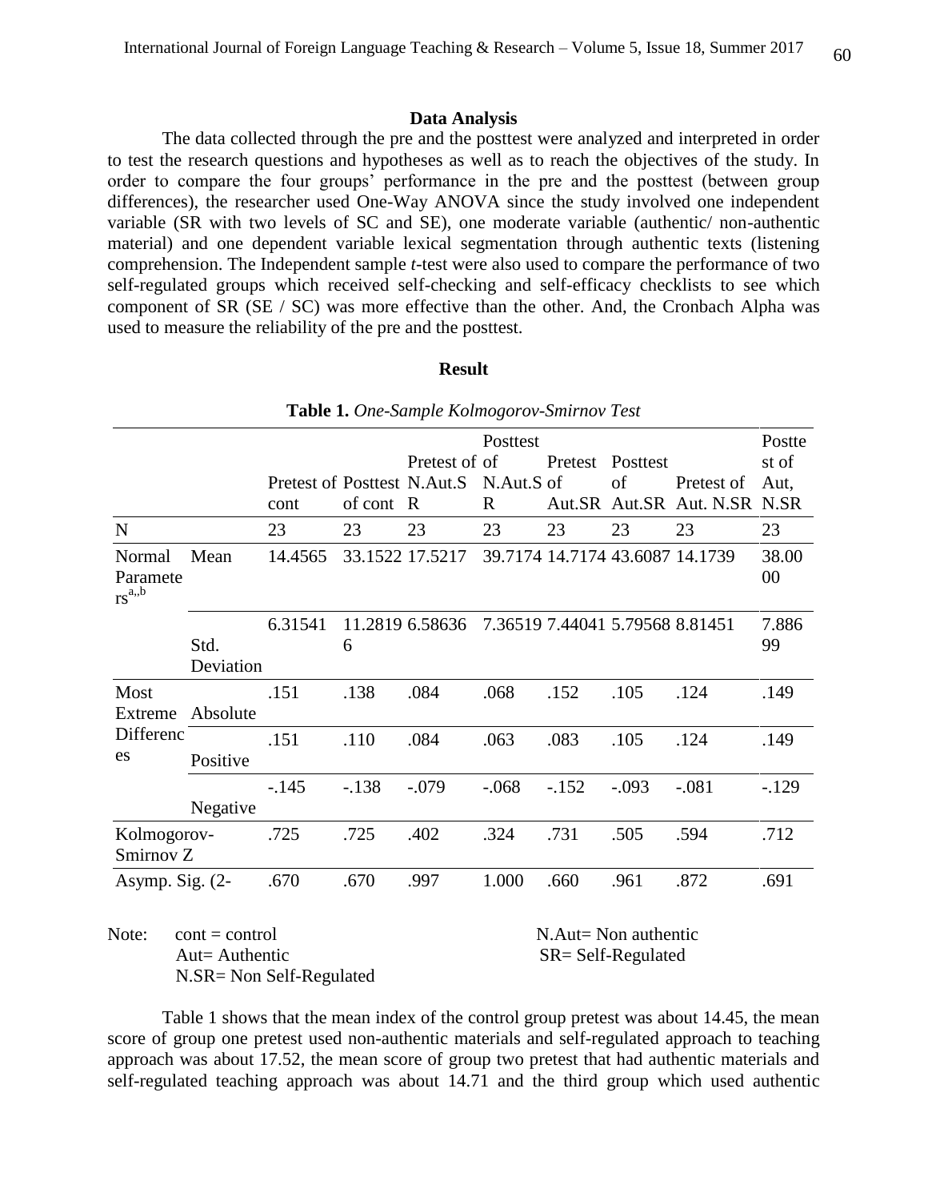**Data Analysis**

The data collected through the pre and the posttest were analyzed and interpreted in order to test the research questions and hypotheses as well as to reach the objectives of the study. In order to compare the four groups' performance in the pre and the posttest (between group differences), the researcher used One-Way ANOVA since the study involved one independent variable (SR with two levels of SC and SE), one moderate variable (authentic/ non-authentic material) and one dependent variable lexical segmentation through authentic texts (listening comprehension. The Independent sample *t*-test were also used to compare the performance of two self-regulated groups which received self-checking and self-efficacy checklists to see which component of SR (SE / SC) was more effective than the other. And, the Cronbach Alpha was used to measure the reliability of the pre and the posttest.

**Result**

**Table 1.** *One-Sample Kolmogorov-Smirnov Test*

| | | Pretest of cont | Posttest of cont | Pretest of N.Aut.SR | Posttest of N.Aut.SR | Pretest of Aut.SR | Posttest of Aut.SR | Pretest of Aut. N.SR | Posttest of Aut, N.SR |
|---|---|---|---|---|---|---|---|---|---|
| N | | 23 | 23 | 23 | 23 | 23 | 23 | 23 | 23 |
| Normal Parameters[a,,b] | Mean | 14.4565 | 33.1522 | 17.5217 | 39.7174 | 14.7174 | 43.6087 | 14.1739 | 38.0000 |
| | Std. Deviation | 6.31541 | 11.28196 | 6.58636 | 7.36519 | 7.44041 | 5.79568 | 8.81451 | 7.88699 |
| Most Extreme Differences | Absolute | .151 | .138 | .084 | .068 | .152 | .105 | .124 | .149 |
| | Positive | .151 | .110 | .084 | .063 | .083 | .105 | .124 | .149 |
| | Negative | -.145 | -.138 | -.079 | -.068 | -.152 | -.093 | -.081 | -.129 |
| Kolmogorov-Smirnov Z | | .725 | .725 | .402 | .324 | .731 | .505 | .594 | .712 |
| Asymp. Sig. (2- | | .670 | .670 | .997 | 1.000 | .660 | .961 | .872 | .691 |

Note: cont = control; N.Aut= Non authentic; Aut= Authentic; SR= Self-Regulated; N.SR= Non Self-Regulated

Table 1 shows that the mean index of the control group pretest was about 14.45, the mean score of group one pretest used non-authentic materials and self-regulated approach to teaching approach was about 17.52, the mean score of group two pretest that had authentic materials and self-regulated teaching approach was about 14.71 and the third group which used authentic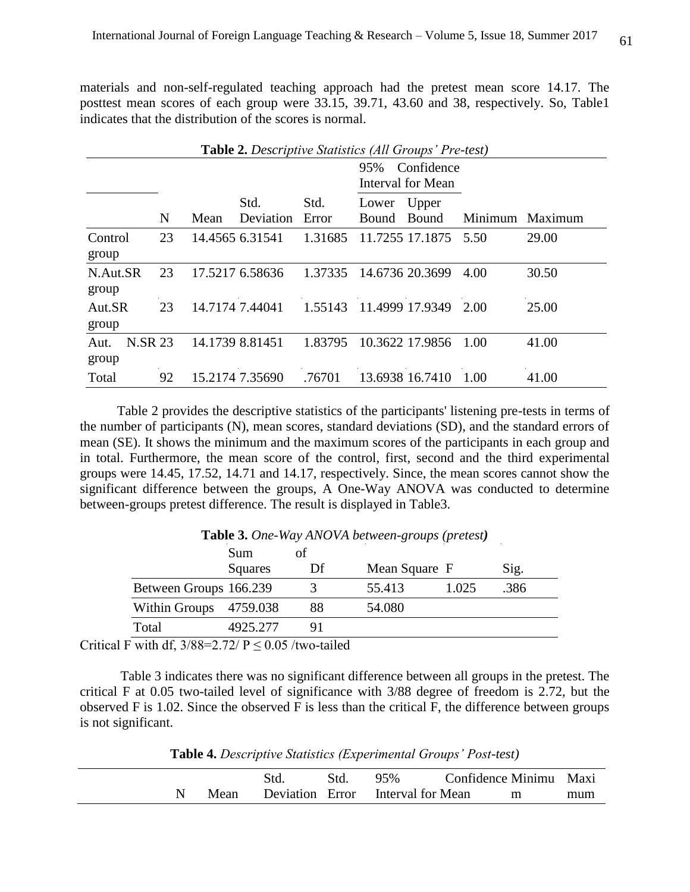materials and non-self-regulated teaching approach had the pretest mean score 14.17. The posttest mean scores of each group were 33.15, 39.71, 43.60 and 38, respectively. So, Table1 indicates that the distribution of the scores is normal.

**Table 2.** *Descriptive Statistics (All Groups' Pre-test)*

| | | | | | 95% Confidence Interval for Mean | | | |
|---|---|---|---|---|---|---|---|---|
| | N | Mean | Std. Deviation | Std. Error | Lower Bound | Upper Bound | Minimum | Maximum |
| Control group | 23 | 14.4565 | 6.31541 | 1.31685 | 11.7255 | 17.1875 | 5.50 | 29.00 |
| N.Aut.SR group | 23 | 17.5217 | 6.58636 | 1.37335 | 14.6736 | 20.3699 | 4.00 | 30.50 |
| Aut.SR group | 23 | 14.7174 | 7.44041 | 1.55143 | 11.4999 | 17.9349 | 2.00 | 25.00 |
| Aut. N.SR group | 23 | 14.1739 | 8.81451 | 1.83795 | 10.3622 | 17.9856 | 1.00 | 41.00 |
| Total | 92 | 15.2174 | 7.35690 | .76701 | 13.6938 | 16.7410 | 1.00 | 41.00 |

Table 2 provides the descriptive statistics of the participants' listening pre-tests in terms of the number of participants (N), mean scores, standard deviations (SD), and the standard errors of mean (SE). It shows the minimum and the maximum scores of the participants in each group and in total. Furthermore, the mean score of the control, first, second and the third experimental groups were 14.45, 17.52, 14.71 and 14.17, respectively. Since, the mean scores cannot show the significant difference between the groups, A One-Way ANOVA was conducted to determine between-groups pretest difference. The result is displayed in Table3.

**Table 3.** *One-Way ANOVA between-groups (pretest)*

| | Sum of Squares | Df | Mean Square | F | Sig. |
|---|---|---|---|---|---|
| Between Groups | 166.239 | 3 | 55.413 | 1.025 | .386 |
| Within Groups | 4759.038 | 88 | 54.080 | | |
| Total | 4925.277 | 91 | | | |

Critical F with df, 3/88=2.72/ $P \leq 0.05$ /two-tailed

Table 3 indicates there was no significant difference between all groups in the pretest. The critical F at 0.05 two-tailed level of significance with 3/88 degree of freedom is 2.72, but the observed F is 1.02. Since the observed F is less than the critical F, the difference between groups is not significant.

**Table 4.** *Descriptive Statistics (Experimental Groups' Post-test)*

| | N | Mean | Std. Deviation | Std. Error | 95% Confidence Interval for Mean | Minimum | Maximum |
|---|---|---|---|---|---|---|---|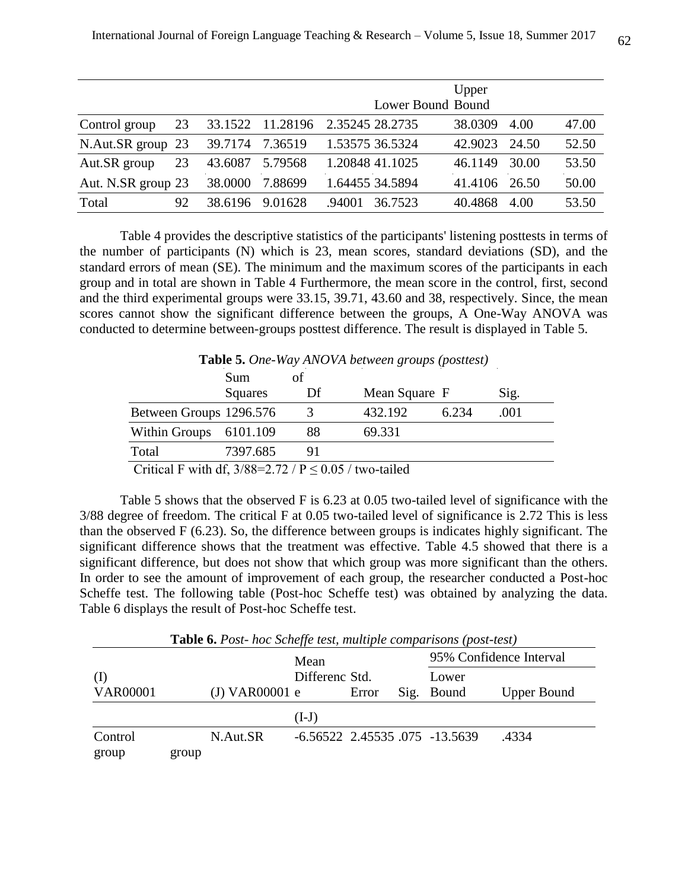| | | | | | Lower Bound | Upper Bound | | |
|---|---|---|---|---|---|---|---|---|
| Control group | 23 | 33.1522 | 11.28196 | 2.35245 | 28.2735 | 38.0309 | 4.00 | 47.00 |
| N.Aut.SR group | 23 | 39.7174 | 7.36519 | 1.53575 | 36.5324 | 42.9023 | 24.50 | 52.50 |
| Aut.SR group | 23 | 43.6087 | 5.79568 | 1.20848 | 41.1025 | 46.1149 | 30.00 | 53.50 |
| Aut. N.SR group | 23 | 38.0000 | 7.88699 | 1.64455 | 34.5894 | 41.4106 | 26.50 | 50.00 |
| Total | 92 | 38.6196 | 9.01628 | .94001 | 36.7523 | 40.4868 | 4.00 | 53.50 |

Table 4 provides the descriptive statistics of the participants' listening posttests in terms of the number of participants (N) which is 23, mean scores, standard deviations (SD), and the standard errors of mean (SE). The minimum and the maximum scores of the participants in each group and in total are shown in Table 4 Furthermore, the mean score in the control, first, second and the third experimental groups were 33.15, 39.71, 43.60 and 38, respectively. Since, the mean scores cannot show the significant difference between the groups, A One-Way ANOVA was conducted to determine between-groups posttest difference. The result is displayed in Table 5.

**Table 5.** *One-Way ANOVA between groups (posttest)*

| | Sum of Squares | Df | Mean Square | F | Sig. |
|---|---|---|---|---|---|
| Between Groups | 1296.576 | 3 | 432.192 | 6.234 | .001 |
| Within Groups | 6101.109 | 88 | 69.331 | | |
| Total | 7397.685 | 91 | | | |

Critical F with df, 3/88=2.72 / P ≤ 0.05 / two-tailed

Table 5 shows that the observed F is 6.23 at 0.05 two-tailed level of significance with the 3/88 degree of freedom. The critical F at 0.05 two-tailed level of significance is 2.72 This is less than the observed F (6.23). So, the difference between groups is indicates highly significant. The significant difference shows that the treatment was effective. Table 4.5 showed that there is a significant difference, but does not show that which group was more significant than the others. In order to see the amount of improvement of each group, the researcher conducted a Post-hoc Scheffe test. The following table (Post-hoc Scheffe test) was obtained by analyzing the data. Table 6 displays the result of Post-hoc Scheffe test.

**Table 6.** *Post- hoc Scheffe test, multiple comparisons (post-test)*

| (I) VAR00001 | (J) VAR00001 | Mean Difference (I-J) | Std. Error | Sig. | 95% Confidence Interval Lower Bound | Upper Bound |
|---|---|---|---|---|---|---|
| Control group | N.Aut.SR group | -6.56522 | 2.45535 | .075 | -13.5639 | .4334 |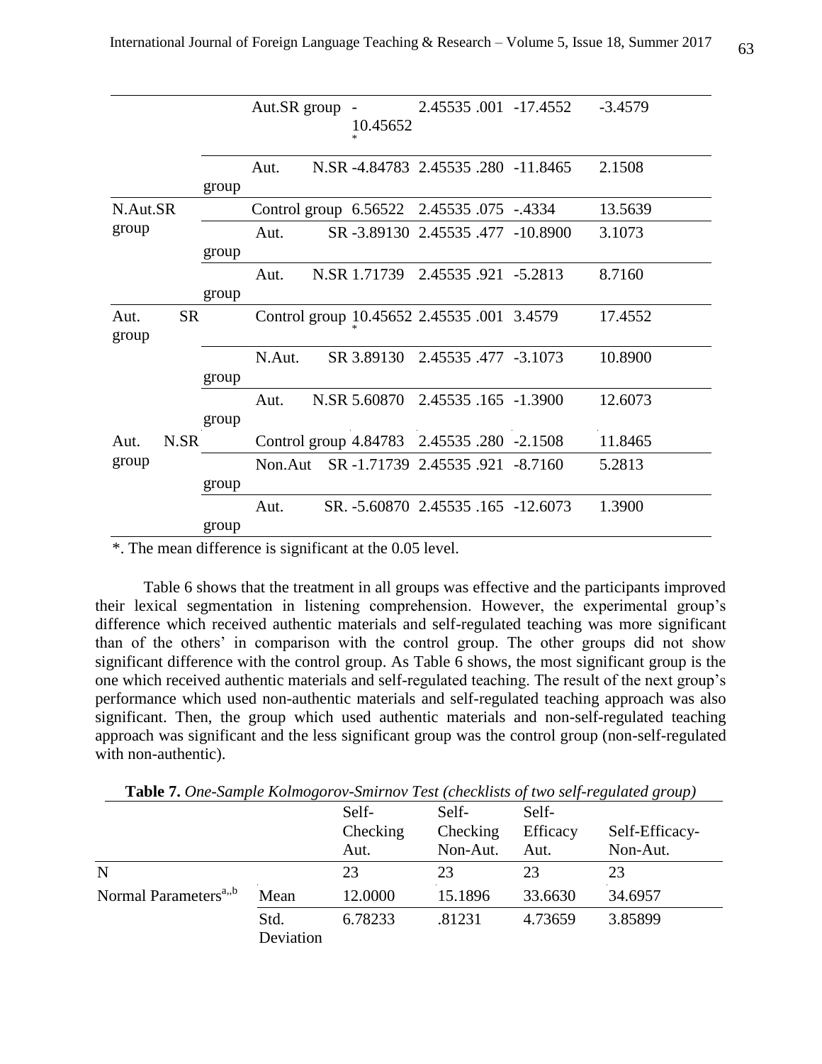| | | | | | | |
|---|---|---|---|---|---|---|
| | Aut.SR group | -10.45652* | 2.45535 | .001 | -17.4552 | -3.4579 |
| | Aut. N.SR group | -4.84783 | 2.45535 | .280 | -11.8465 | 2.1508 |
| N.Aut.SR group | Control group | 6.56522 | 2.45535 | .075 | -.4334 | 13.5639 |
| | Aut. SR group | -3.89130 | 2.45535 | .477 | -10.8900 | 3.1073 |
| | Aut. N.SR group | 1.71739 | 2.45535 | .921 | -5.2813 | 8.7160 |
| Aut. SR group | Control group | 10.45652* | 2.45535 | .001 | 3.4579 | 17.4552 |
| | N.Aut. SR group | 3.89130 | 2.45535 | .477 | -3.1073 | 10.8900 |
| | Aut. N.SR group | 5.60870 | 2.45535 | .165 | -1.3900 | 12.6073 |
| Aut. N.SR group | Control group | 4.84783 | 2.45535 | .280 | -2.1508 | 11.8465 |
| | Non.Aut SR group | -1.71739 | 2.45535 | .921 | -8.7160 | 5.2813 |
| | Aut. SR. group | -5.60870 | 2.45535 | .165 | -12.6073 | 1.3900 |

*. The mean difference is significant at the 0.05 level.

Table 6 shows that the treatment in all groups was effective and the participants improved their lexical segmentation in listening comprehension. However, the experimental group's difference which received authentic materials and self-regulated teaching was more significant than of the others' in comparison with the control group. The other groups did not show significant difference with the control group. As Table 6 shows, the most significant group is the one which received authentic materials and self-regulated teaching. The result of the next group's performance which used non-authentic materials and self-regulated teaching approach was also significant. Then, the group which used authentic materials and non-self-regulated teaching approach was significant and the less significant group was the control group (non-self-regulated with non-authentic).

**Table 7.** *One-Sample Kolmogorov-Smirnov Test (checklists of two self-regulated group)*

| | | Self-Checking Aut. | Self-Checking Non-Aut. | Self-Efficacy Aut. | Self-Efficacy-Non-Aut. |
|---|---|---|---|---|---|
| N | | 23 | 23 | 23 | 23 |
| Normal Parameters[a,,b] | Mean | 12.0000 | 15.1896 | 33.6630 | 34.6957 |
| | Std. Deviation | 6.78233 | .81231 | 4.73659 | 3.85899 |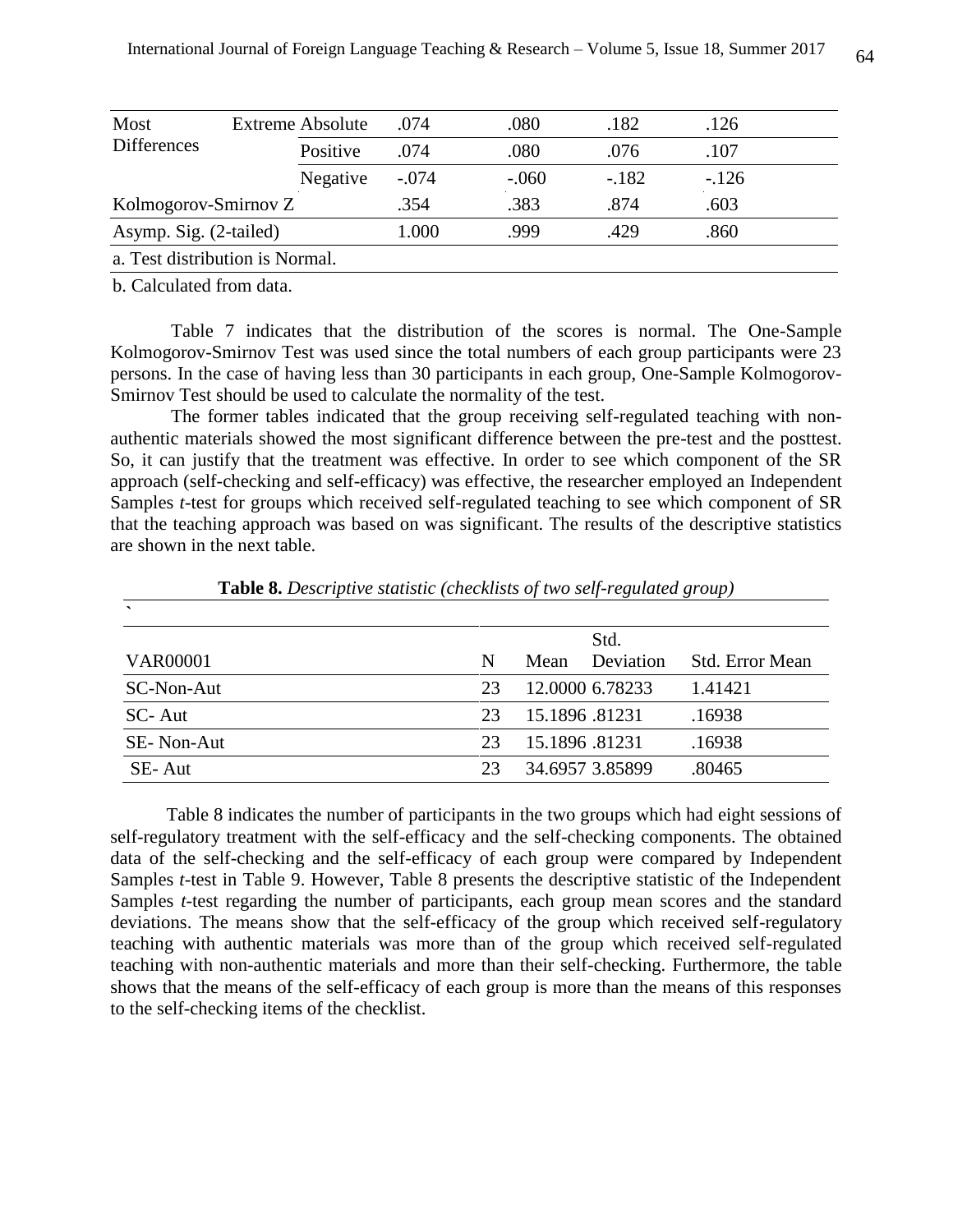| | | | | | |
|---|---|---|---|---|---|
| Most Extreme Differences | Absolute | .074 | .080 | .182 | .126 |
| | Positive | .074 | .080 | .076 | .107 |
| | Negative | -.074 | -.060 | -.182 | -.126 |
| Kolmogorov-Smirnov Z | | .354 | .383 | .874 | .603 |
| Asymp. Sig. (2-tailed) | | 1.000 | .999 | .429 | .860 |

a. Test distribution is Normal.

b. Calculated from data.

Table 7 indicates that the distribution of the scores is normal. The One-Sample Kolmogorov-Smirnov Test was used since the total numbers of each group participants were 23 persons. In the case of having less than 30 participants in each group, One-Sample Kolmogorov-Smirnov Test should be used to calculate the normality of the test.

The former tables indicated that the group receiving self-regulated teaching with non-authentic materials showed the most significant difference between the pre-test and the posttest. So, it can justify that the treatment was effective. In order to see which component of the SR approach (self-checking and self-efficacy) was effective, the researcher employed an Independent Samples *t*-test for groups which received self-regulated teaching to see which component of SR that the teaching approach was based on was significant. The results of the descriptive statistics are shown in the next table.

**Table 8.** *Descriptive statistic (checklists of two self-regulated group)*

| VAR00001 | N | Mean | Std. Deviation | Std. Error Mean |
|---|---|---|---|---|
| SC-Non-Aut | 23 | 12.0000 | 6.78233 | 1.41421 |
| SC- Aut | 23 | 15.1896 | .81231 | .16938 |
| SE- Non-Aut | 23 | 15.1896 | .81231 | .16938 |
| SE- Aut | 23 | 34.6957 | 3.85899 | .80465 |

Table 8 indicates the number of participants in the two groups which had eight sessions of self-regulatory treatment with the self-efficacy and the self-checking components. The obtained data of the self-checking and the self-efficacy of each group were compared by Independent Samples *t*-test in Table 9. However, Table 8 presents the descriptive statistic of the Independent Samples *t*-test regarding the number of participants, each group mean scores and the standard deviations. The means show that the self-efficacy of the group which received self-regulatory teaching with authentic materials was more than of the group which received self-regulated teaching with non-authentic materials and more than their self-checking. Furthermore, the table shows that the means of the self-efficacy of each group is more than the means of this responses to the self-checking items of the checklist.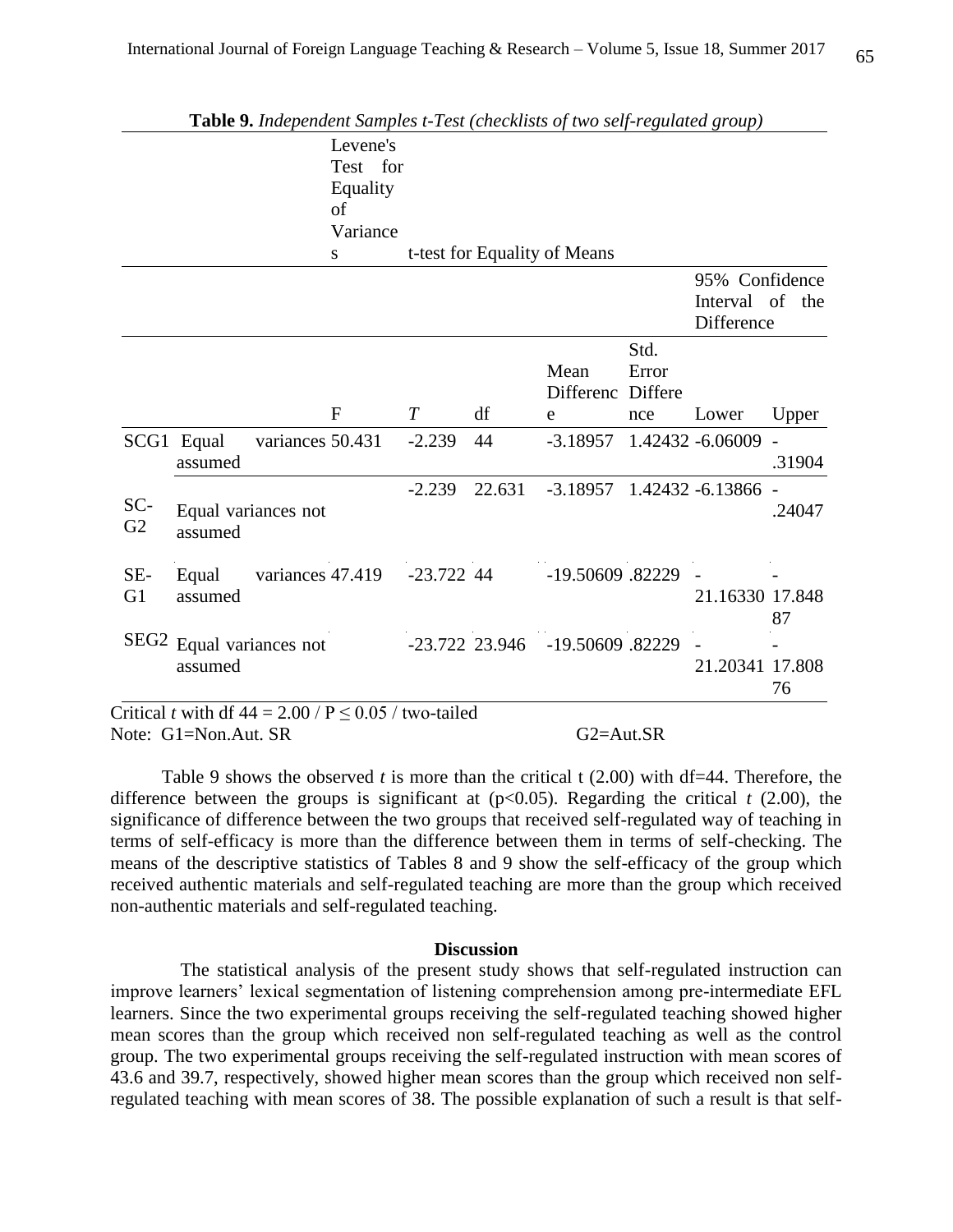**Table 9.** *Independent Samples t-Test (checklists of two self-regulated group)*

| | | Levene's Test for Equality of Variances | t-test for Equality of Means | | | | | |
|---|---|---|---|---|---|---|---|---|
| | | | | | | | 95% Confidence Interval of the Difference | |
| | | F | *T* | df | Mean Difference | Std. Error Difference | Lower | Upper |
| SCG1 SC-G2 | Equal variances assumed | 50.431 | -2.239 | 44 | -3.18957 | 1.42432 | -6.06009 | -.31904 |
| | Equal variances not assumed | | -2.239 | 22.631 | -3.18957 | 1.42432 | -6.13866 | -.24047 |
| SE-G1 SEG2 | Equal variances assumed | 47.419 | -23.722 | 44 | -19.50609 | .82229 | -21.16330 | -17.84887 |
| | Equal variances not assumed | | -23.722 | 23.946 | -19.50609 | .82229 | -21.20341 | -17.80876 |

Critical *t* with df 44 = 2.00 / P ≤ 0.05 / two-tailed
Note: G1=Non.Aut. SR G2=Aut.SR

Table 9 shows the observed *t* is more than the critical t (2.00) with df=44. Therefore, the difference between the groups is significant at ($p<0.05$). Regarding the critical *t* (2.00), the significance of difference between the two groups that received self-regulated way of teaching in terms of self-efficacy is more than the difference between them in terms of self-checking. The means of the descriptive statistics of Tables 8 and 9 show the self-efficacy of the group which received authentic materials and self-regulated teaching are more than the group which received non-authentic materials and self-regulated teaching.

## Discussion

The statistical analysis of the present study shows that self-regulated instruction can improve learners' lexical segmentation of listening comprehension among pre-intermediate EFL learners. Since the two experimental groups receiving the self-regulated teaching showed higher mean scores than the group which received non self-regulated teaching as well as the control group. The two experimental groups receiving the self-regulated instruction with mean scores of 43.6 and 39.7, respectively, showed higher mean scores than the group which received non self-regulated teaching with mean scores of 38. The possible explanation of such a result is that self-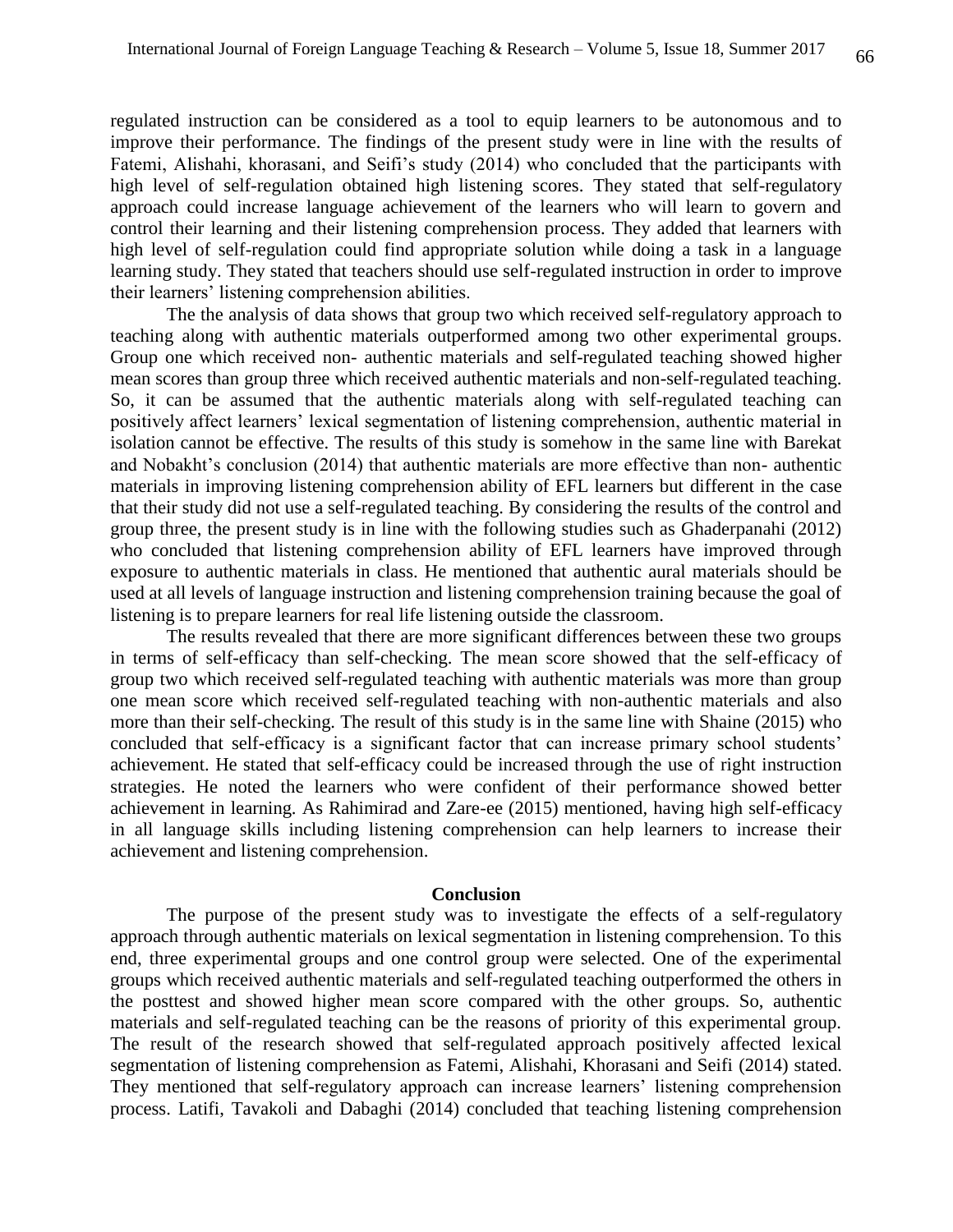regulated instruction can be considered as a tool to equip learners to be autonomous and to improve their performance. The findings of the present study were in line with the results of Fatemi, Alishahi, khorasani, and Seifi's study (2014) who concluded that the participants with high level of self-regulation obtained high listening scores. They stated that self-regulatory approach could increase language achievement of the learners who will learn to govern and control their learning and their listening comprehension process. They added that learners with high level of self-regulation could find appropriate solution while doing a task in a language learning study. They stated that teachers should use self-regulated instruction in order to improve their learners' listening comprehension abilities.

The the analysis of data shows that group two which received self-regulatory approach to teaching along with authentic materials outperformed among two other experimental groups. Group one which received non- authentic materials and self-regulated teaching showed higher mean scores than group three which received authentic materials and non-self-regulated teaching. So, it can be assumed that the authentic materials along with self-regulated teaching can positively affect learners' lexical segmentation of listening comprehension, authentic material in isolation cannot be effective. The results of this study is somehow in the same line with Barekat and Nobakht's conclusion (2014) that authentic materials are more effective than non- authentic materials in improving listening comprehension ability of EFL learners but different in the case that their study did not use a self-regulated teaching. By considering the results of the control and group three, the present study is in line with the following studies such as Ghaderpanahi (2012) who concluded that listening comprehension ability of EFL learners have improved through exposure to authentic materials in class. He mentioned that authentic aural materials should be used at all levels of language instruction and listening comprehension training because the goal of listening is to prepare learners for real life listening outside the classroom.

The results revealed that there are more significant differences between these two groups in terms of self-efficacy than self-checking. The mean score showed that the self-efficacy of group two which received self-regulated teaching with authentic materials was more than group one mean score which received self-regulated teaching with non-authentic materials and also more than their self-checking. The result of this study is in the same line with Shaine (2015) who concluded that self-efficacy is a significant factor that can increase primary school students' achievement. He stated that self-efficacy could be increased through the use of right instruction strategies. He noted the learners who were confident of their performance showed better achievement in learning. As Rahimirad and Zare-ee (2015) mentioned, having high self-efficacy in all language skills including listening comprehension can help learners to increase their achievement and listening comprehension.

## Conclusion

The purpose of the present study was to investigate the effects of a self-regulatory approach through authentic materials on lexical segmentation in listening comprehension. To this end, three experimental groups and one control group were selected. One of the experimental groups which received authentic materials and self-regulated teaching outperformed the others in the posttest and showed higher mean score compared with the other groups. So, authentic materials and self-regulated teaching can be the reasons of priority of this experimental group. The result of the research showed that self-regulated approach positively affected lexical segmentation of listening comprehension as Fatemi, Alishahi, Khorasani and Seifi (2014) stated. They mentioned that self-regulatory approach can increase learners' listening comprehension process. Latifi, Tavakoli and Dabaghi (2014) concluded that teaching listening comprehension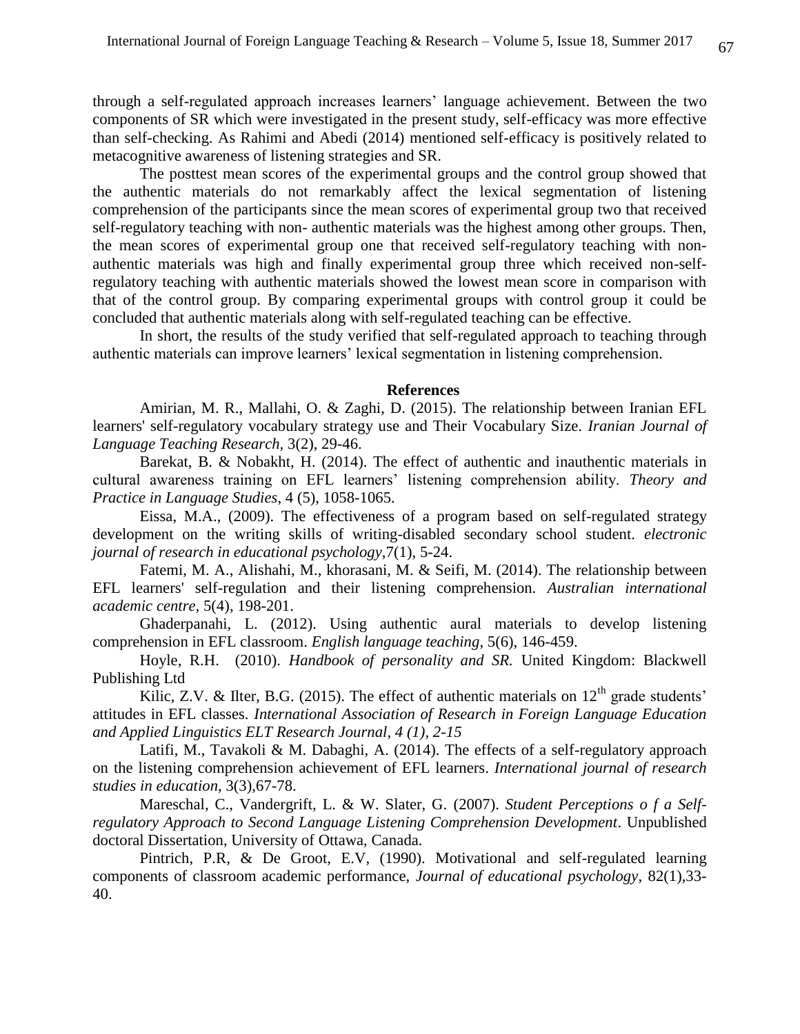through a self-regulated approach increases learners' language achievement. Between the two components of SR which were investigated in the present study, self-efficacy was more effective than self-checking. As Rahimi and Abedi (2014) mentioned self-efficacy is positively related to metacognitive awareness of listening strategies and SR.

The posttest mean scores of the experimental groups and the control group showed that the authentic materials do not remarkably affect the lexical segmentation of listening comprehension of the participants since the mean scores of experimental group two that received self-regulatory teaching with non- authentic materials was the highest among other groups. Then, the mean scores of experimental group one that received self-regulatory teaching with non-authentic materials was high and finally experimental group three which received non-self-regulatory teaching with authentic materials showed the lowest mean score in comparison with that of the control group. By comparing experimental groups with control group it could be concluded that authentic materials along with self-regulated teaching can be effective.

In short, the results of the study verified that self-regulated approach to teaching through authentic materials can improve learners' lexical segmentation in listening comprehension.

## References

Amirian, M. R., Mallahi, O. & Zaghi, D. (2015). The relationship between Iranian EFL learners' self-regulatory vocabulary strategy use and Their Vocabulary Size. *Iranian Journal of Language Teaching Research*, 3(2), 29-46.

Barekat, B. & Nobakht, H. (2014). The effect of authentic and inauthentic materials in cultural awareness training on EFL learners' listening comprehension ability. *Theory and Practice in Language Studies*, 4 (5), 1058-1065.

Eissa, M.A., (2009). The effectiveness of a program based on self-regulated strategy development on the writing skills of writing-disabled secondary school student. *electronic journal of research in educational psychology*,7(1), 5-24.

Fatemi, M. A., Alishahi, M., khorasani, M. & Seifi, M. (2014). The relationship between EFL learners' self-regulation and their listening comprehension. *Australian international academic centre*, 5(4), 198-201.

Ghaderpanahi, L. (2012). Using authentic aural materials to develop listening comprehension in EFL classroom. *English language teaching*, 5(6), 146-459.

Hoyle, R.H. (2010). *Handbook of personality and SR*. United Kingdom: Blackwell Publishing Ltd

Kilic, Z.V. & Ilter, B.G. (2015). The effect of authentic materials on 12th grade students' attitudes in EFL classes. *International Association of Research in Foreign Language Education and Applied Linguistics ELT Research Journal, 4 (1), 2-15*

Latifi, M., Tavakoli & M. Dabaghi, A. (2014). The effects of a self-regulatory approach on the listening comprehension achievement of EFL learners. *International journal of research studies in education*, 3(3),67-78.

Mareschal, C., Vandergrift, L. & W. Slater, G. (2007). *Student Perceptions o f a Self-regulatory Approach to Second Language Listening Comprehension Development*. Unpublished doctoral Dissertation, University of Ottawa, Canada.

Pintrich, P.R, & De Groot, E.V, (1990). Motivational and self-regulated learning components of classroom academic performance, *Journal of educational psychology*, 82(1),33-40.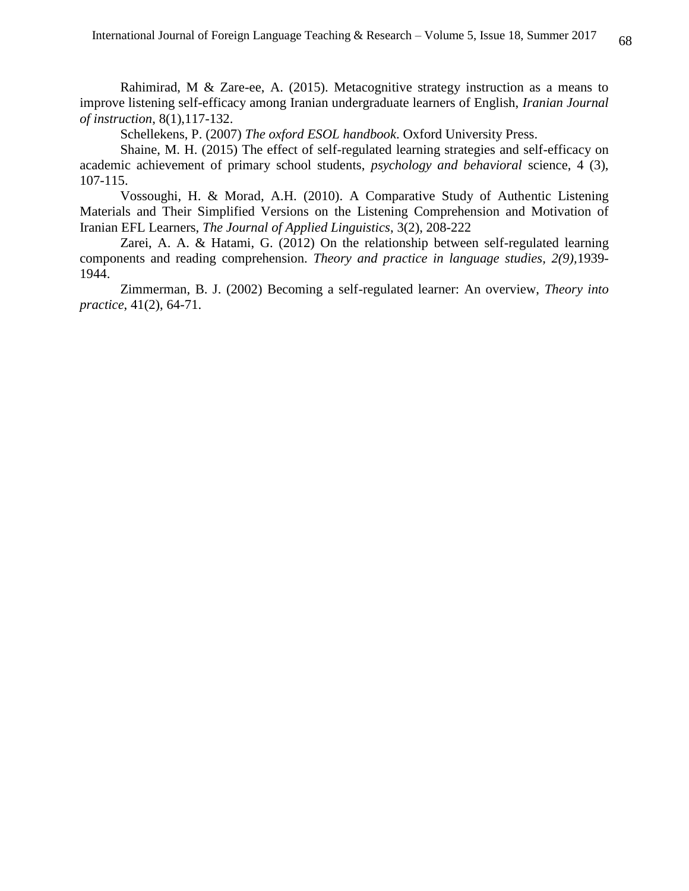Rahimirad, M & Zare-ee, A. (2015). Metacognitive strategy instruction as a means to improve listening self-efficacy among Iranian undergraduate learners of English, *Iranian Journal of instruction*, 8(1),117-132.

Schellekens, P. (2007) *The oxford ESOL handbook*. Oxford University Press.

Shaine, M. H. (2015) The effect of self-regulated learning strategies and self-efficacy on academic achievement of primary school students, *psychology and behavioral* science, 4 (3), 107-115.

Vossoughi, H. & Morad, A.H. (2010). A Comparative Study of Authentic Listening Materials and Their Simplified Versions on the Listening Comprehension and Motivation of Iranian EFL Learners, *The Journal of Applied Linguistics*, 3(2), 208-222

Zarei, A. A. & Hatami, G. (2012) On the relationship between self-regulated learning components and reading comprehension. *Theory and practice in language studies, 2(9)*,1939-1944.

Zimmerman, B. J. (2002) Becoming a self-regulated learner: An overview, *Theory into practice*, 41(2), 64-71.